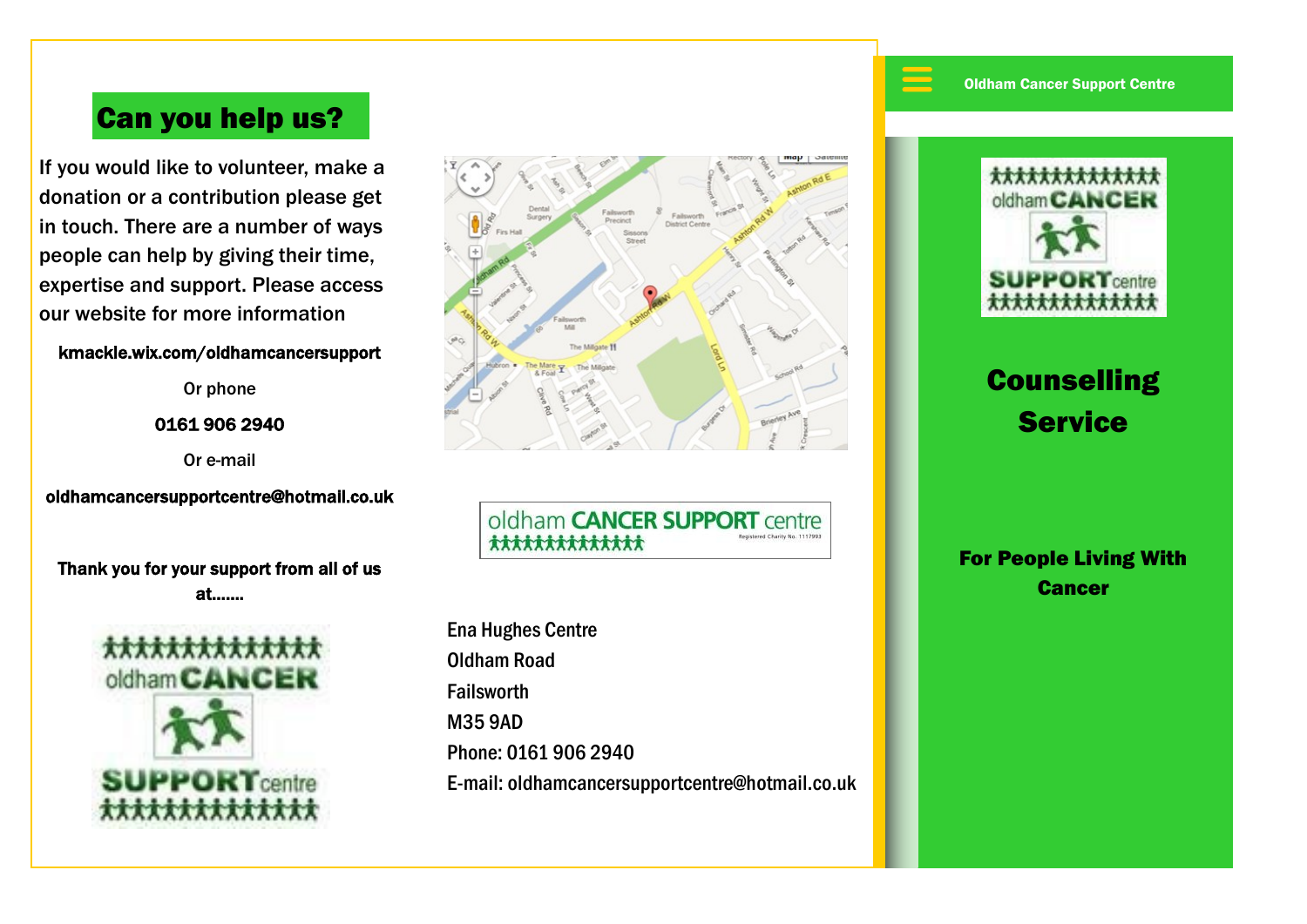## Can you help us?

If you would like to volunteer, make a donation or a contribution please get in touch. There are a number of ways people can help by giving their time, expertise and support. Please access our website for more information

**kmackle.wix.com/oldhamcancersupport**

Or phone

**0161 906 2940**

Or e-mail

**oldhamcancersupportcentre@hotmail.co.uk**

**Thank you for your support from all of us at.......**

Ena Hughes Centre
Oldham Road
Failsworth
M35 9AD
Phone: 0161 906 2940
E-mail: oldhamcancersupportcentre@hotmail.co.uk

**Oldham Cancer Support Centre**

# Counselling Service

**For People Living With Cancer**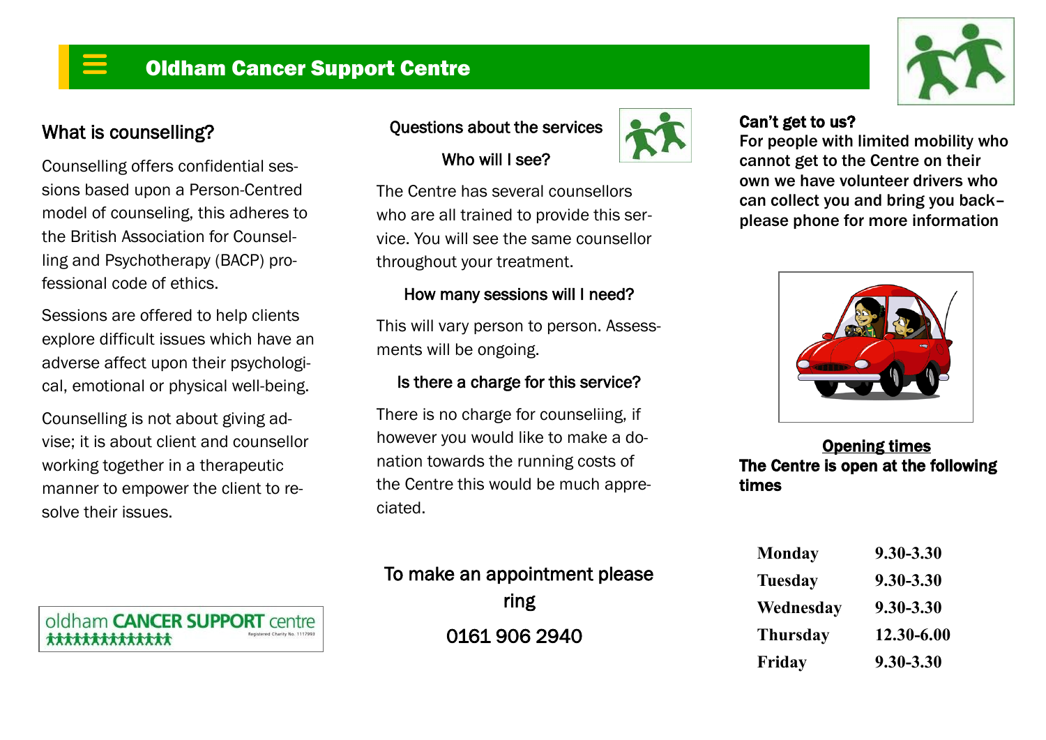# Oldham Cancer Support Centre

## What is counselling?

Counselling offers confidential sessions based upon a Person-Centred model of counseling, this adheres to the British Association for Counselling and Psychotherapy (BACP) professional code of ethics.

Sessions are offered to help clients explore difficult issues which have an adverse affect upon their psychological, emotional or physical well-being.

Counselling is not about giving advise; it is about client and counsellor working together in a therapeutic manner to empower the client to resolve their issues.

oldham CANCER SUPPORT centre

Registered Charity No. 1117993

## Questions about the services

### Who will I see?

The Centre has several counsellors who are all trained to provide this service. You will see the same counsellor throughout your treatment.

### How many sessions will I need?

This will vary person to person. Assessments will be ongoing.

### Is there a charge for this service?

There is no charge for counseliing, if however you would like to make a donation towards the running costs of the Centre this would be much appreciated.

To make an appointment please ring

0161 906 2940

## Can't get to us?

**For people with limited mobility who cannot get to the Centre on their own we have volunteer drivers who can collect you and bring you back– please phone for more information**

## Opening times

**The Centre is open at the following times**

| | |
|---|---|
| Monday | 9.30-3.30 |
| Tuesday | 9.30-3.30 |
| Wednesday | 9.30-3.30 |
| Thursday | 12.30-6.00 |
| Friday | 9.30-3.30 |